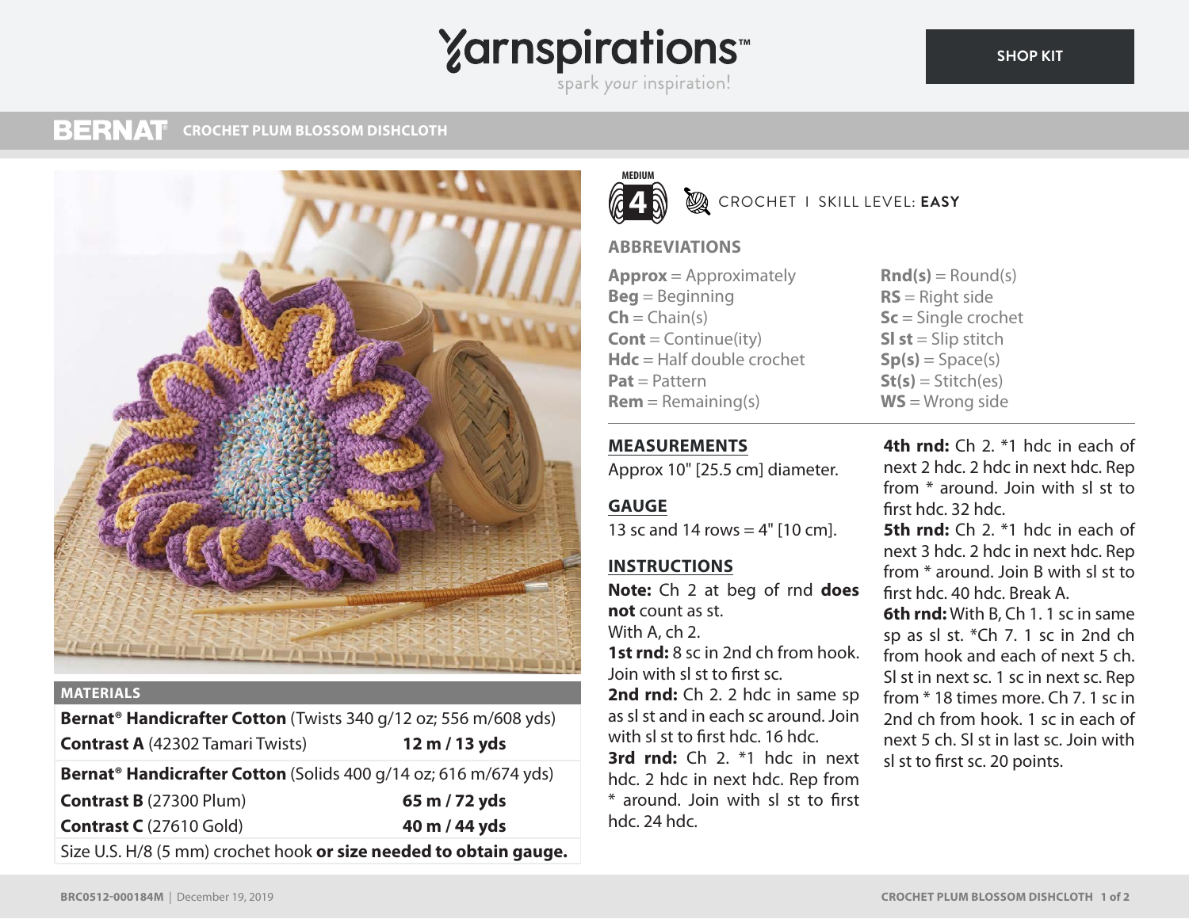# Yarnspirations

spark your inspiration!

SHOP KIT

## BERNAT CROCHET PLUM BLOSSOM DISHCLOTH

MEDIUM 4

CROCHET | SKILL LEVEL: **EASY**

### MATERIALS

| | |
|---|---|
| **Bernat® Handicrafter Cotton** (Twists 340 g/12 oz; 556 m/608 yds) | |
| **Contrast A** (42302 Tamari Twists) | **12 m / 13 yds** |
| **Bernat® Handicrafter Cotton** (Solids 400 g/14 oz; 616 m/674 yds) | |
| **Contrast B** (27300 Plum) | **65 m / 72 yds** |
| **Contrast C** (27610 Gold) | **40 m / 44 yds** |
| Size U.S. H/8 (5 mm) crochet hook **or size needed to obtain gauge.** | |

### ABBREVIATIONS

**Approx** = Approximately
**Beg** = Beginning
**Ch** = Chain(s)
**Cont** = Continue(ity)
**Hdc** = Half double crochet
**Pat** = Pattern
**Rem** = Remaining(s)
**Rnd(s)** = Round(s)
**RS** = Right side
**Sc** = Single crochet
**Sl st** = Slip stitch
**Sp(s)** = Space(s)
**St(s)** = Stitch(es)
**WS** = Wrong side

### MEASUREMENTS

Approx 10" [25.5 cm] diameter.

### GAUGE

13 sc and 14 rows = 4" [10 cm].

### INSTRUCTIONS

**Note:** Ch 2 at beg of rnd **does not** count as st.

With A, ch 2.

**1st rnd:** 8 sc in 2nd ch from hook. Join with sl st to first sc.

**2nd rnd:** Ch 2. 2 hdc in same sp as sl st and in each sc around. Join with sl st to first hdc. 16 hdc.

**3rd rnd:** Ch 2. *1 hdc in next hdc. 2 hdc in next hdc. Rep from * around. Join with sl st to first hdc. 24 hdc.

**4th rnd:** Ch 2. *1 hdc in each of next 2 hdc. 2 hdc in next hdc. Rep from * around. Join with sl st to first hdc. 32 hdc.

**5th rnd:** Ch 2. *1 hdc in each of next 3 hdc. 2 hdc in next hdc. Rep from * around. Join B with sl st to first hdc. 40 hdc. Break A.

**6th rnd:** With B, Ch 1. 1 sc in same sp as sl st. *Ch 7. 1 sc in 2nd ch from hook and each of next 5 ch. Sl st in next sc. 1 sc in next sc. Rep from * 18 times more. Ch 7. 1 sc in 2nd ch from hook. 1 sc in each of next 5 ch. Sl st in last sc. Join with sl st to first sc. 20 points.

BRC0512-000184M | December 19, 2019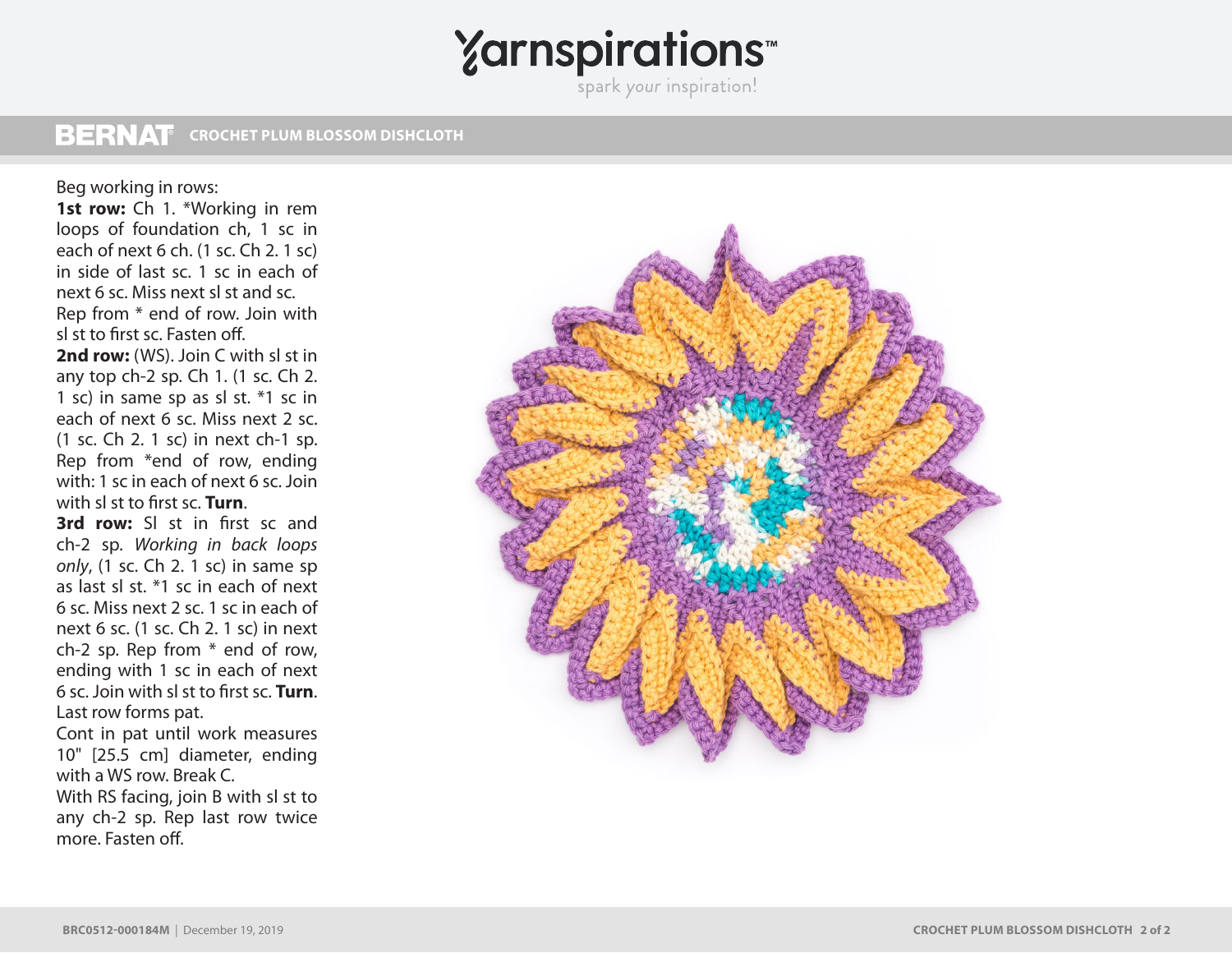Beg working in rows:

**1st row:** Ch 1. *Working in rem loops of foundation ch, 1 sc in each of next 6 ch. (1 sc. Ch 2. 1 sc) in side of last sc. 1 sc in each of next 6 sc. Miss next sl st and sc. Rep from * end of row. Join with sl st to first sc. Fasten off.

**2nd row:** (WS). Join C with sl st in any top ch-2 sp. Ch 1. (1 sc. Ch 2. 1 sc) in same sp as sl st. *1 sc in each of next 6 sc. Miss next 2 sc. (1 sc. Ch 2. 1 sc) in next ch-1 sp. Rep from *end of row, ending with: 1 sc in each of next 6 sc. Join with sl st to first sc. **Turn**.

**3rd row:** Sl st in first sc and ch-2 sp. *Working in back loops only*, (1 sc. Ch 2. 1 sc) in same sp as last sl st. *1 sc in each of next 6 sc. Miss next 2 sc. 1 sc in each of next 6 sc. (1 sc. Ch 2. 1 sc) in next ch-2 sp. Rep from * end of row, ending with 1 sc in each of next 6 sc. Join with sl st to first sc. **Turn**.

Last row forms pat.

Cont in pat until work measures 10" [25.5 cm] diameter, ending with a WS row. Break C.

With RS facing, join B with sl st to any ch-2 sp. Rep last row twice more. Fasten off.